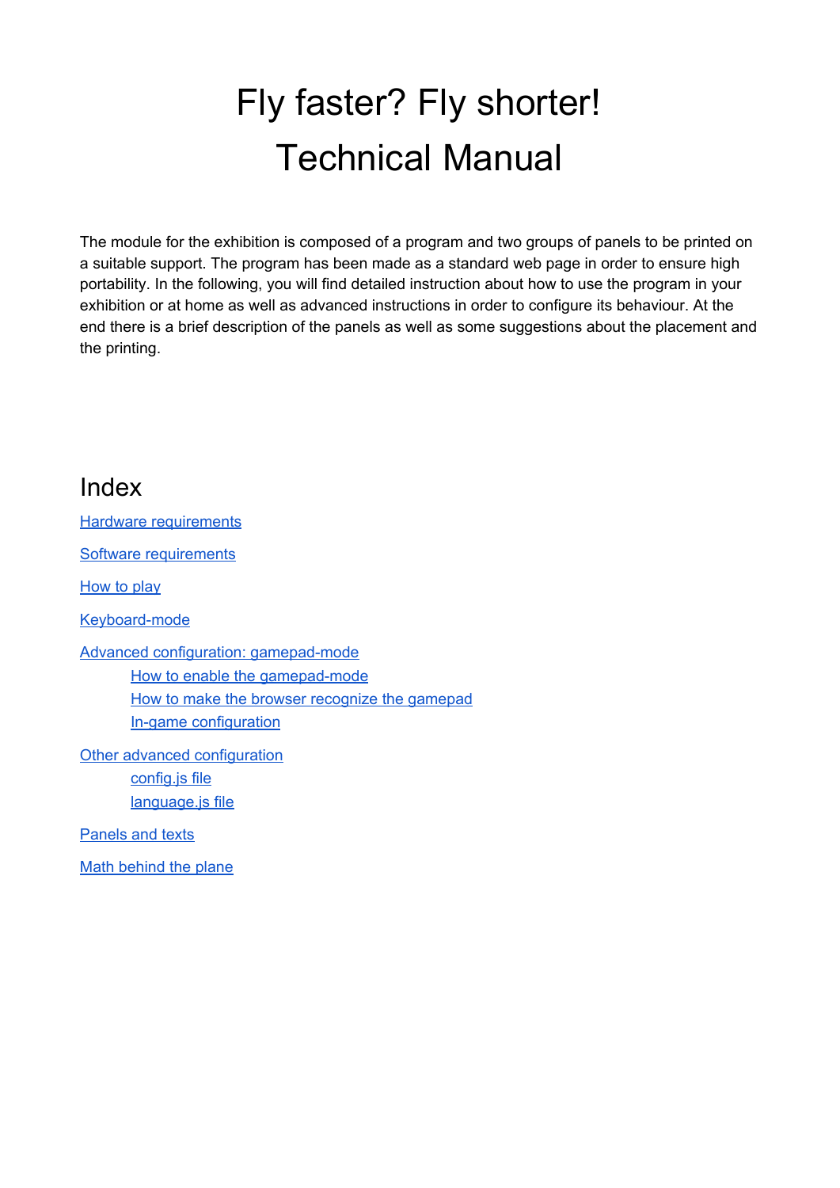# Fly faster? Fly shorter!
# Technical Manual

The module for the exhibition is composed of a program and two groups of panels to be printed on a suitable support. The program has been made as a standard web page in order to ensure high portability. In the following, you will find detailed instruction about how to use the program in your exhibition or at home as well as advanced instructions in order to configure its behaviour. At the end there is a brief description of the panels as well as some suggestions about the placement and the printing.

## Index

- Hardware requirements
- Software requirements
- How to play
- Keyboard-mode
- Advanced configuration: gamepad-mode
  - How to enable the gamepad-mode
  - How to make the browser recognize the gamepad
  - In-game configuration
- Other advanced configuration
  - config.js file
  - language.js file
- Panels and texts
- Math behind the plane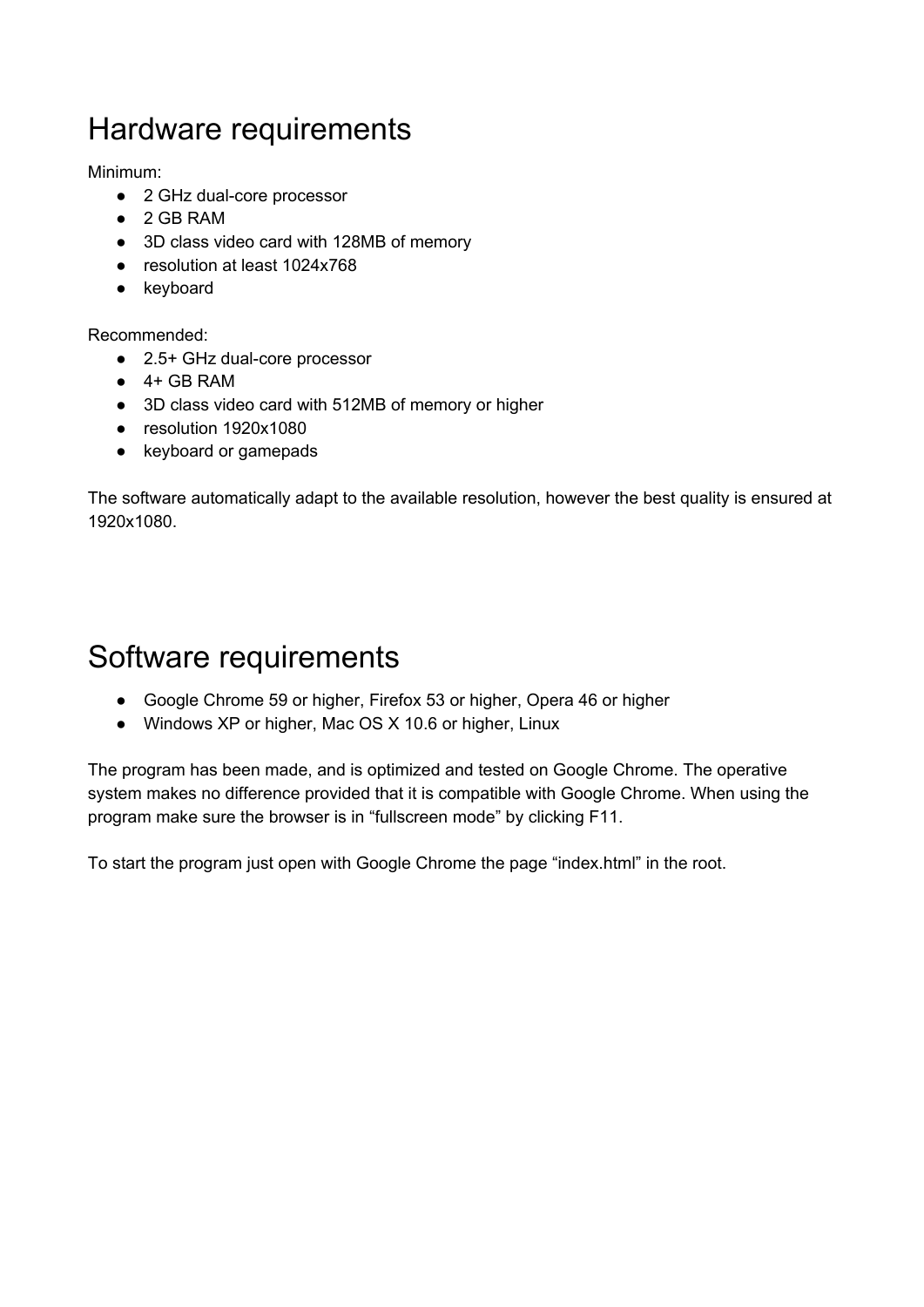# Hardware requirements

Minimum:

- 2 GHz dual-core processor
- 2 GB RAM
- 3D class video card with 128MB of memory
- resolution at least 1024x768
- keyboard

Recommended:

- 2.5+ GHz dual-core processor
- 4+ GB RAM
- 3D class video card with 512MB of memory or higher
- resolution 1920x1080
- keyboard or gamepads

The software automatically adapt to the available resolution, however the best quality is ensured at 1920x1080.

# Software requirements

- Google Chrome 59 or higher, Firefox 53 or higher, Opera 46 or higher
- Windows XP or higher, Mac OS X 10.6 or higher, Linux

The program has been made, and is optimized and tested on Google Chrome. The operative system makes no difference provided that it is compatible with Google Chrome. When using the program make sure the browser is in “fullscreen mode” by clicking F11.

To start the program just open with Google Chrome the page “index.html” in the root.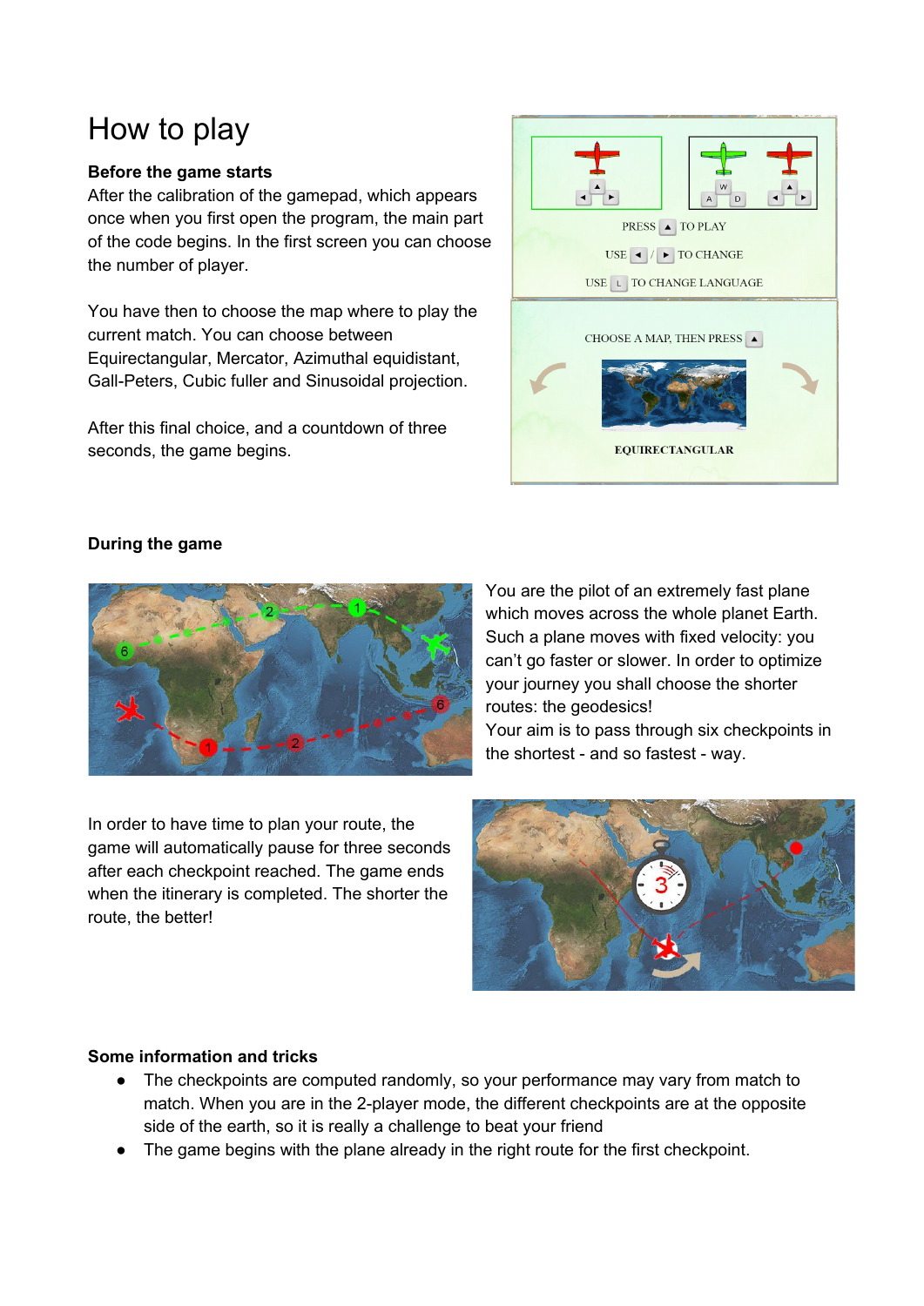# How to play

**Before the game starts**

After the calibration of the gamepad, which appears once when you first open the program, the main part of the code begins. In the first screen you can choose the number of player.

You have then to choose the map where to play the current match. You can choose between Equirectangular, Mercator, Azimuthal equidistant, Gall-Peters, Cubic fuller and Sinusoidal projection.

After this final choice, and a countdown of three seconds, the game begins.

**During the game**

You are the pilot of an extremely fast plane which moves across the whole planet Earth. Such a plane moves with fixed velocity: you can't go faster or slower. In order to optimize your journey you shall choose the shorter routes: the geodesics!

Your aim is to pass through six checkpoints in the shortest - and so fastest - way.

In order to have time to plan your route, the game will automatically pause for three seconds after each checkpoint reached. The game ends when the itinerary is completed. The shorter the route, the better!

**Some information and tricks**

- The checkpoints are computed randomly, so your performance may vary from match to match. When you are in the 2-player mode, the different checkpoints are at the opposite side of the earth, so it is really a challenge to beat your friend
- The game begins with the plane already in the right route for the first checkpoint.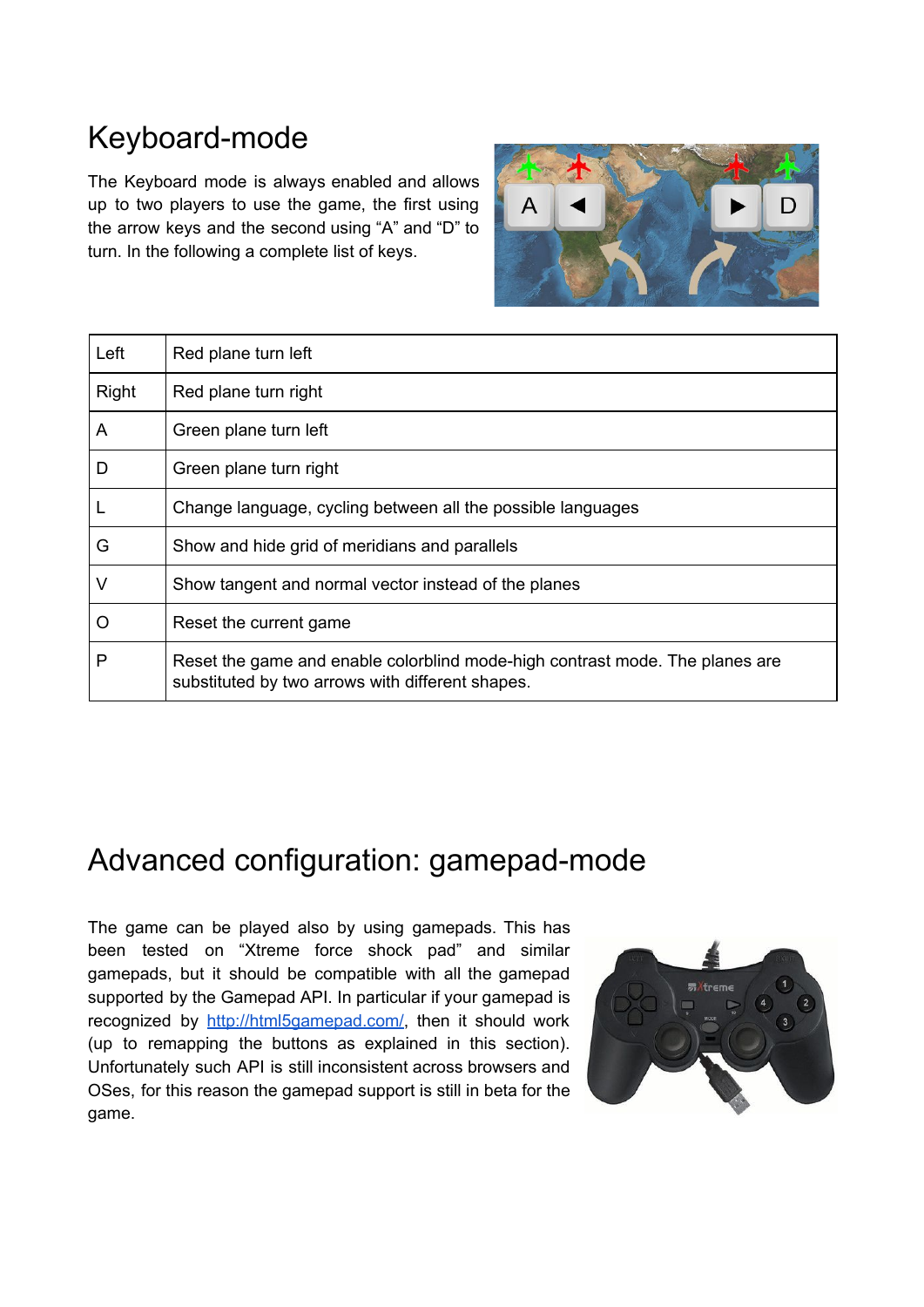# Keyboard-mode

The Keyboard mode is always enabled and allows up to two players to use the game, the first using the arrow keys and the second using “A” and “D” to turn. In the following a complete list of keys.

| | |
|---|---|
| Left | Red plane turn left |
| Right | Red plane turn right |
| A | Green plane turn left |
| D | Green plane turn right |
| L | Change language, cycling between all the possible languages |
| G | Show and hide grid of meridians and parallels |
| V | Show tangent and normal vector instead of the planes |
| O | Reset the current game |
| P | Reset the game and enable colorblind mode-high contrast mode. The planes are substituted by two arrows with different shapes. |

# Advanced configuration: gamepad-mode

The game can be played also by using gamepads. This has been tested on “Xtreme force shock pad” and similar gamepads, but it should be compatible with all the gamepad supported by the Gamepad API. In particular if your gamepad is recognized by [http://html5gamepad.com/](http://html5gamepad.com/), then it should work (up to remapping the buttons as explained in this section). Unfortunately such API is still inconsistent across browsers and OSes, for this reason the gamepad support is still in beta for the game.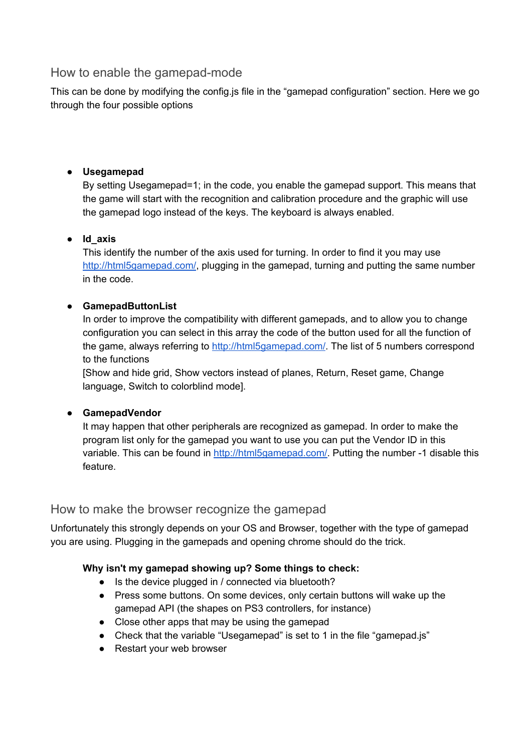## How to enable the gamepad-mode

This can be done by modifying the config.js file in the "gamepad configuration" section. Here we go through the four possible options

- **Usegamepad**
  By setting Usegamepad=1; in the code, you enable the gamepad support. This means that the game will start with the recognition and calibration procedure and the graphic will use the gamepad logo instead of the keys. The keyboard is always enabled.

- **Id_axis**
  This identify the number of the axis used for turning. In order to find it you may use [http://html5gamepad.com/](http://html5gamepad.com/), plugging in the gamepad, turning and putting the same number in the code.

- **GamepadButtonList**
  In order to improve the compatibility with different gamepads, and to allow you to change configuration you can select in this array the code of the button used for all the function of the game, always referring to [http://html5gamepad.com/](http://html5gamepad.com/). The list of 5 numbers correspond to the functions
  [Show and hide grid, Show vectors instead of planes, Return, Reset game, Change language, Switch to colorblind mode].

- **GamepadVendor**
  It may happen that other peripherals are recognized as gamepad. In order to make the program list only for the gamepad you want to use you can put the Vendor ID in this variable. This can be found in [http://html5gamepad.com/](http://html5gamepad.com/). Putting the number -1 disable this feature.

## How to make the browser recognize the gamepad

Unfortunately this strongly depends on your OS and Browser, together with the type of gamepad you are using. Plugging in the gamepads and opening chrome should do the trick.

**Why isn't my gamepad showing up? Some things to check:**

- Is the device plugged in / connected via bluetooth?
- Press some buttons. On some devices, only certain buttons will wake up the gamepad API (the shapes on PS3 controllers, for instance)
- Close other apps that may be using the gamepad
- Check that the variable "Usegamepad" is set to 1 in the file "gamepad.js"
- Restart your web browser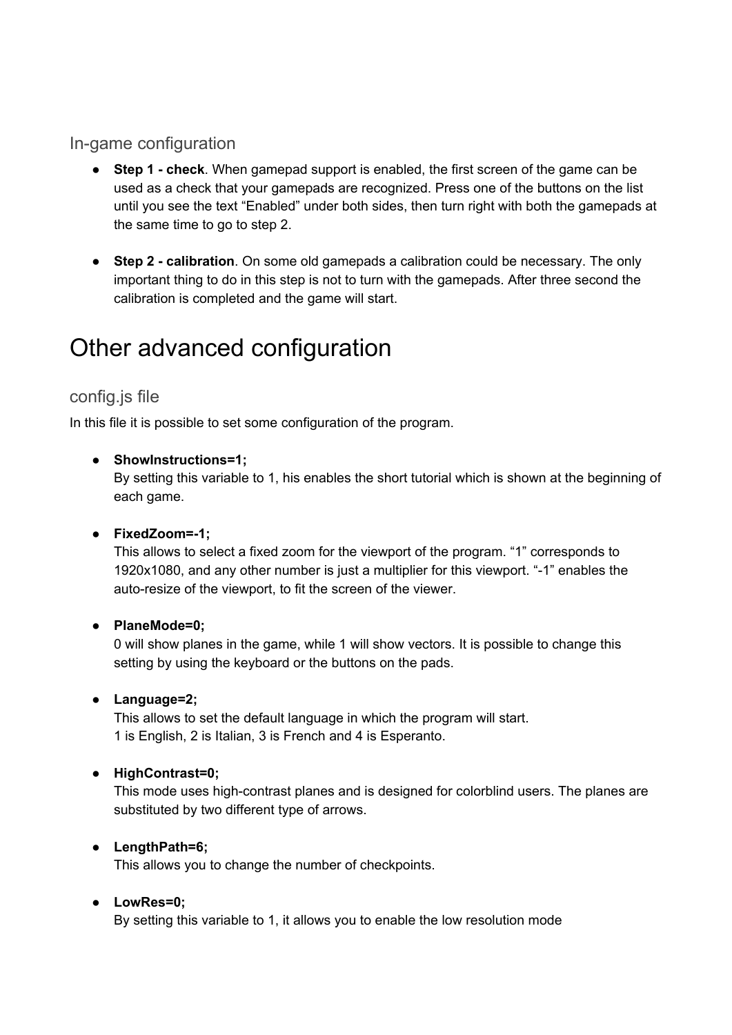### In-game configuration

- **Step 1 - check**. When gamepad support is enabled, the first screen of the game can be used as a check that your gamepads are recognized. Press one of the buttons on the list until you see the text “Enabled” under both sides, then turn right with both the gamepads at the same time to go to step 2.

- **Step 2 - calibration**. On some old gamepads a calibration could be necessary. The only important thing to do in this step is not to turn with the gamepads. After three second the calibration is completed and the game will start.

# Other advanced configuration

### config.js file

In this file it is possible to set some configuration of the program.

- **ShowInstructions=1;**
  By setting this variable to 1, his enables the short tutorial which is shown at the beginning of each game.

- **FixedZoom=-1;**
  This allows to select a fixed zoom for the viewport of the program. “1” corresponds to 1920x1080, and any other number is just a multiplier for this viewport. “-1” enables the auto-resize of the viewport, to fit the screen of the viewer.

- **PlaneMode=0;**
  0 will show planes in the game, while 1 will show vectors. It is possible to change this setting by using the keyboard or the buttons on the pads.

- **Language=2;**
  This allows to set the default language in which the program will start.
  1 is English, 2 is Italian, 3 is French and 4 is Esperanto.

- **HighContrast=0;**
  This mode uses high-contrast planes and is designed for colorblind users. The planes are substituted by two different type of arrows.

- **LengthPath=6;**
  This allows you to change the number of checkpoints.

- **LowRes=0;**
  By setting this variable to 1, it allows you to enable the low resolution mode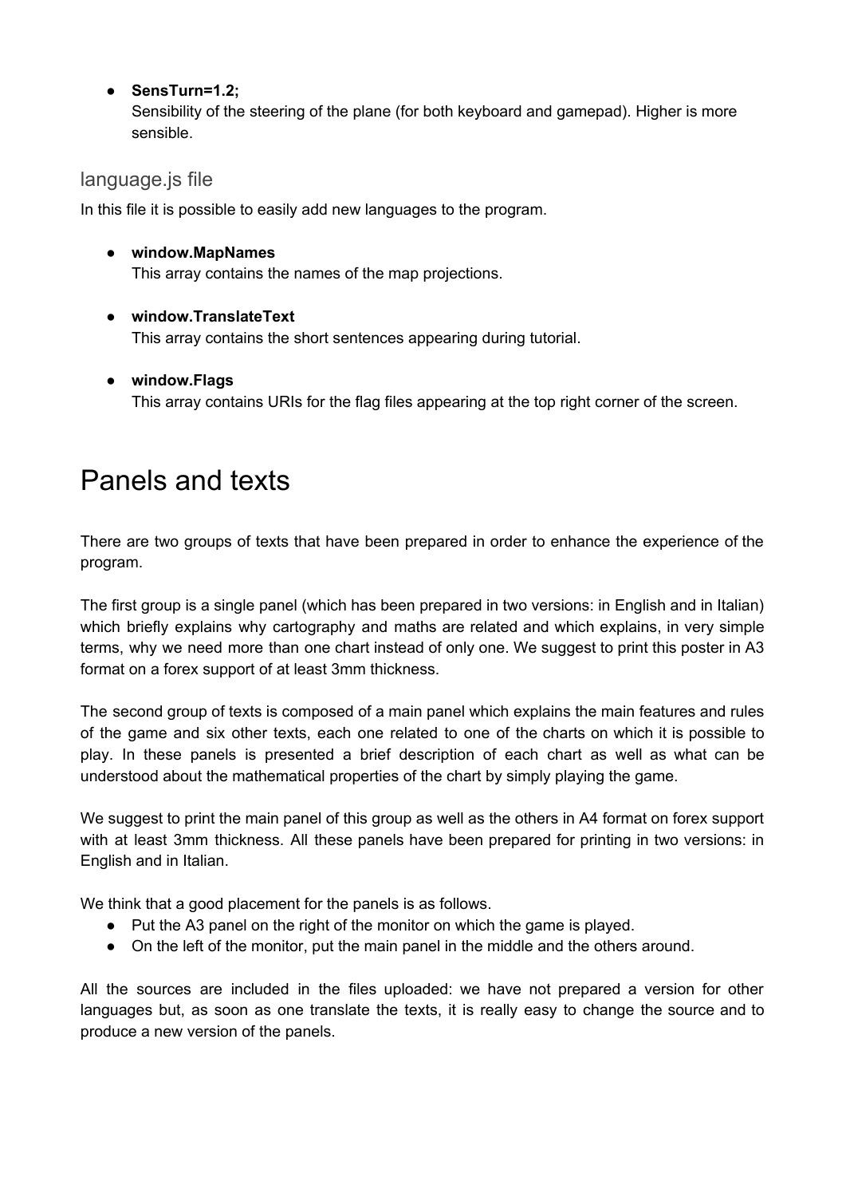- **SensTurn=1.2;**
  Sensibility of the steering of the plane (for both keyboard and gamepad). Higher is more sensible.

### language.js file

In this file it is possible to easily add new languages to the program.

- **window.MapNames**
  This array contains the names of the map projections.

- **window.TranslateText**
  This array contains the short sentences appearing during tutorial.

- **window.Flags**
  This array contains URIs for the flag files appearing at the top right corner of the screen.

# Panels and texts

There are two groups of texts that have been prepared in order to enhance the experience of the program.

The first group is a single panel (which has been prepared in two versions: in English and in Italian) which briefly explains why cartography and maths are related and which explains, in very simple terms, why we need more than one chart instead of only one. We suggest to print this poster in A3 format on a forex support of at least 3mm thickness.

The second group of texts is composed of a main panel which explains the main features and rules of the game and six other texts, each one related to one of the charts on which it is possible to play. In these panels is presented a brief description of each chart as well as what can be understood about the mathematical properties of the chart by simply playing the game.

We suggest to print the main panel of this group as well as the others in A4 format on forex support with at least 3mm thickness. All these panels have been prepared for printing in two versions: in English and in Italian.

We think that a good placement for the panels is as follows.

- Put the A3 panel on the right of the monitor on which the game is played.
- On the left of the monitor, put the main panel in the middle and the others around.

All the sources are included in the files uploaded: we have not prepared a version for other languages but, as soon as one translate the texts, it is really easy to change the source and to produce a new version of the panels.